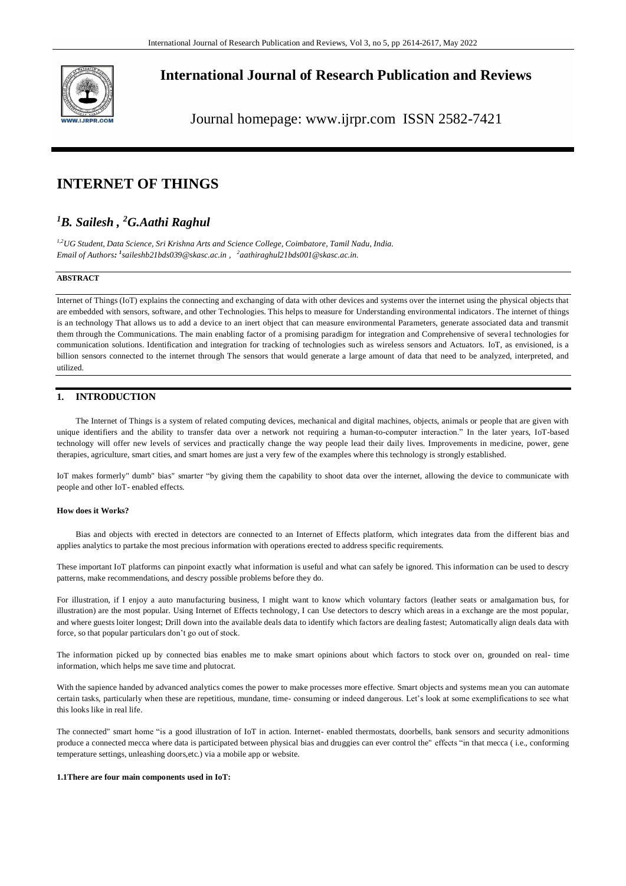# International Journal of Research Publication and Reviews

Journal homepage: www.ijrpr.com ISSN 2582-7421

# INTERNET OF THINGS

## [1]B. Sailesh , [2]G.Aathi Raghul

*[1,2]UG Student, Data Science, Sri Krishna Arts and Science College, Coimbatore, Tamil Nadu, India.*
*Email of Authors: [1]saileshb21bds039@skasc.ac.in , [2]aathiraghul21bds001@skasc.ac.in.*

### ABSTRACT

Internet of Things (IoT) explains the connecting and exchanging of data with other devices and systems over the internet using the physical objects that are embedded with sensors, software, and other Technologies. This helps to measure for Understanding environmental indicators. The internet of things is an technology That allows us to add a device to an inert object that can measure environmental Parameters, generate associated data and transmit them through the Communications. The main enabling factor of a promising paradigm for integration and Comprehensive of several technologies for communication solutions. Identification and integration for tracking of technologies such as wireless sensors and Actuators. IoT, as envisioned, is a billion sensors connected to the internet through The sensors that would generate a large amount of data that need to be analyzed, interpreted, and utilized.

## 1. INTRODUCTION

The Internet of Things is a system of related computing devices, mechanical and digital machines, objects, animals or people that are given with unique identifiers and the ability to transfer data over a network not requiring a human-to-computer interaction." In the later years, IoT-based technology will offer new levels of services and practically change the way people lead their daily lives. Improvements in medicine, power, gene therapies, agriculture, smart cities, and smart homes are just a very few of the examples where this technology is strongly established.

IoT makes formerly" dumb" bias" smarter "by giving them the capability to shoot data over the internet, allowing the device to communicate with people and other IoT- enabled effects.

**How does it Works?**

Bias and objects with erected in detectors are connected to an Internet of Effects platform, which integrates data from the different bias and applies analytics to partake the most precious information with operations erected to address specific requirements.

These important IoT platforms can pinpoint exactly what information is useful and what can safely be ignored. This information can be used to descry patterns, make recommendations, and descry possible problems before they do.

For illustration, if I enjoy a auto manufacturing business, I might want to know which voluntary factors (leather seats or amalgamation bus, for illustration) are the most popular. Using Internet of Effects technology, I can Use detectors to descry which areas in a exchange are the most popular, and where guests loiter longest; Drill down into the available deals data to identify which factors are dealing fastest; Automatically align deals data with force, so that popular particulars don't go out of stock.

The information picked up by connected bias enables me to make smart opinions about which factors to stock over on, grounded on real- time information, which helps me save time and plutocrat.

With the sapience handed by advanced analytics comes the power to make processes more effective. Smart objects and systems mean you can automate certain tasks, particularly when these are repetitious, mundane, time- consuming or indeed dangerous. Let's look at some exemplifications to see what this looks like in real life.

The connected" smart home "is a good illustration of IoT in action. Internet- enabled thermostats, doorbells, bank sensors and security admonitions produce a connected mecca where data is participated between physical bias and druggies can ever control the" effects "in that mecca ( i.e., conforming temperature settings, unleashing doors,etc.) via a mobile app or website.

**1.1There are four main components used in IoT:**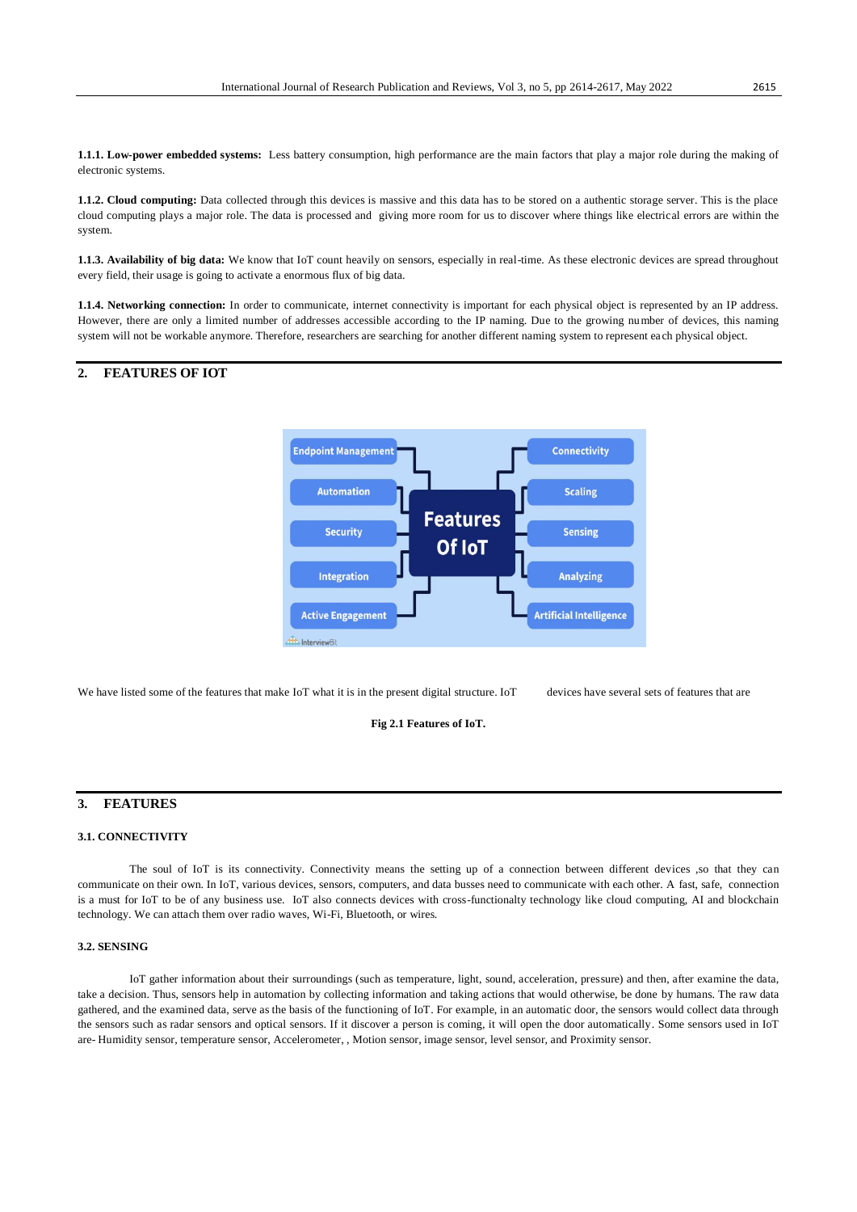**1.1.1. Low-power embedded systems:** Less battery consumption, high performance are the main factors that play a major role during the making of electronic systems.

**1.1.2. Cloud computing:** Data collected through this devices is massive and this data has to be stored on a authentic storage server. This is the place cloud computing plays a major role. The data is processed and giving more room for us to discover where things like electrical errors are within the system.

**1.1.3. Availability of big data:** We know that IoT count heavily on sensors, especially in real-time. As these electronic devices are spread throughout every field, their usage is going to activate a enormous flux of big data.

**1.1.4. Networking connection:** In order to communicate, internet connectivity is important for each physical object is represented by an IP address. However, there are only a limited number of addresses accessible according to the IP naming. Due to the growing number of devices, this naming system will not be workable anymore. Therefore, researchers are searching for another different naming system to represent each physical object.

## 2. FEATURES OF IOT

We have listed some of the features that make IoT what it is in the present digital structure. IoT devices have several sets of features that are

**Fig 2.1 Features of IoT.**

## 3. FEATURES

### 3.1. CONNECTIVITY

The soul of IoT is its connectivity. Connectivity means the setting up of a connection between different devices ,so that they can communicate on their own. In IoT, various devices, sensors, computers, and data busses need to communicate with each other. A fast, safe, connection is a must for IoT to be of any business use. IoT also connects devices with cross-functionalty technology like cloud computing, AI and blockchain technology. We can attach them over radio waves, Wi-Fi, Bluetooth, or wires.

### 3.2. SENSING

IoT gather information about their surroundings (such as temperature, light, sound, acceleration, pressure) and then, after examine the data, take a decision. Thus, sensors help in automation by collecting information and taking actions that would otherwise, be done by humans. The raw data gathered, and the examined data, serve as the basis of the functioning of IoT. For example, in an automatic door, the sensors would collect data through the sensors such as radar sensors and optical sensors. If it discover a person is coming, it will open the door automatically. Some sensors used in IoT are- Humidity sensor, temperature sensor, Accelerometer, , Motion sensor, image sensor, level sensor, and Proximity sensor.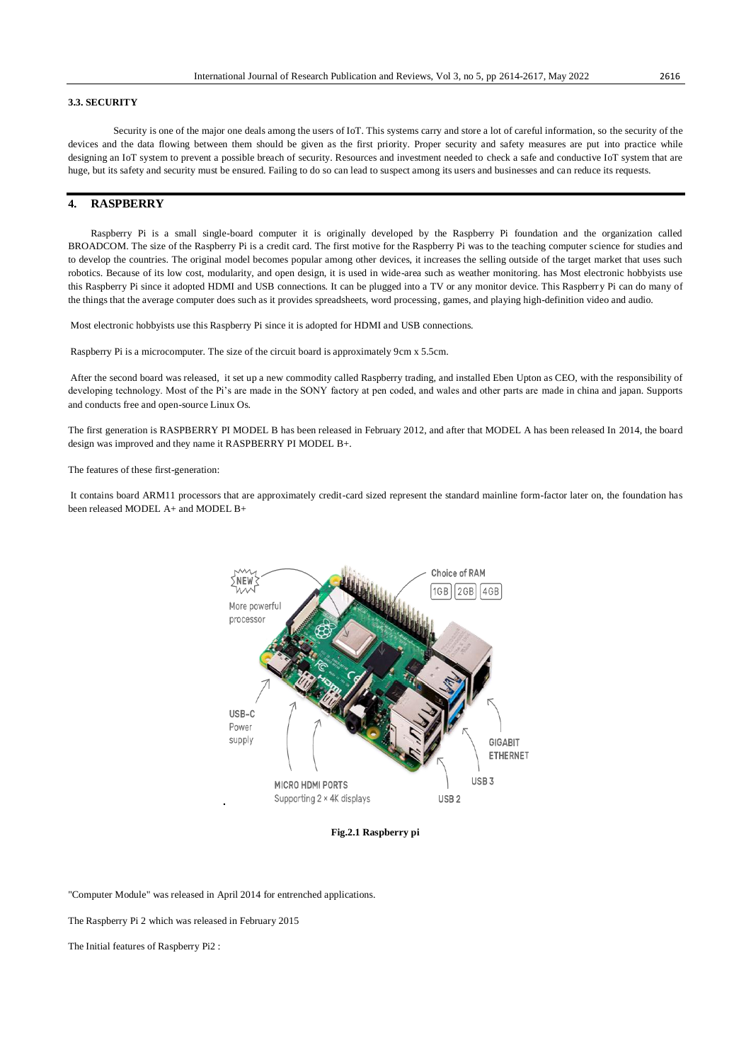### 3.3. SECURITY

Security is one of the major one deals among the users of IoT. This systems carry and store a lot of careful information, so the security of the devices and the data flowing between them should be given as the first priority. Proper security and safety measures are put into practice while designing an IoT system to prevent a possible breach of security. Resources and investment needed to check a safe and conductive IoT system that are huge, but its safety and security must be ensured. Failing to do so can lead to suspect among its users and businesses and can reduce its requests.

## 4. RASPBERRY

Raspberry Pi is a small single-board computer it is originally developed by the Raspberry Pi foundation and the organization called BROADCOM. The size of the Raspberry Pi is a credit card. The first motive for the Raspberry Pi was to the teaching computer science for studies and to develop the countries. The original model becomes popular among other devices, it increases the selling outside of the target market that uses such robotics. Because of its low cost, modularity, and open design, it is used in wide-area such as weather monitoring. has Most electronic hobbyists use this Raspberry Pi since it adopted HDMI and USB connections. It can be plugged into a TV or any monitor device. This Raspberry Pi can do many of the things that the average computer does such as it provides spreadsheets, word processing, games, and playing high-definition video and audio.

Most electronic hobbyists use this Raspberry Pi since it is adopted for HDMI and USB connections.

Raspberry Pi is a microcomputer. The size of the circuit board is approximately 9cm x 5.5cm.

After the second board was released, it set up a new commodity called Raspberry trading, and installed Eben Upton as CEO, with the responsibility of developing technology. Most of the Pi's are made in the SONY factory at pen coded, and wales and other parts are made in china and japan. Supports and conducts free and open-source Linux Os.

The first generation is RASPBERRY PI MODEL B has been released in February 2012, and after that MODEL A has been released In 2014, the board design was improved and they name it RASPBERRY PI MODEL B+.

The features of these first-generation:

It contains board ARM11 processors that are approximately credit-card sized represent the standard mainline form-factor later on, the foundation has been released MODEL A+ and MODEL B+

**Fig.2.1 Raspberry pi**

"Computer Module" was released in April 2014 for entrenched applications.

The Raspberry Pi 2 which was released in February 2015

The Initial features of Raspberry Pi2 :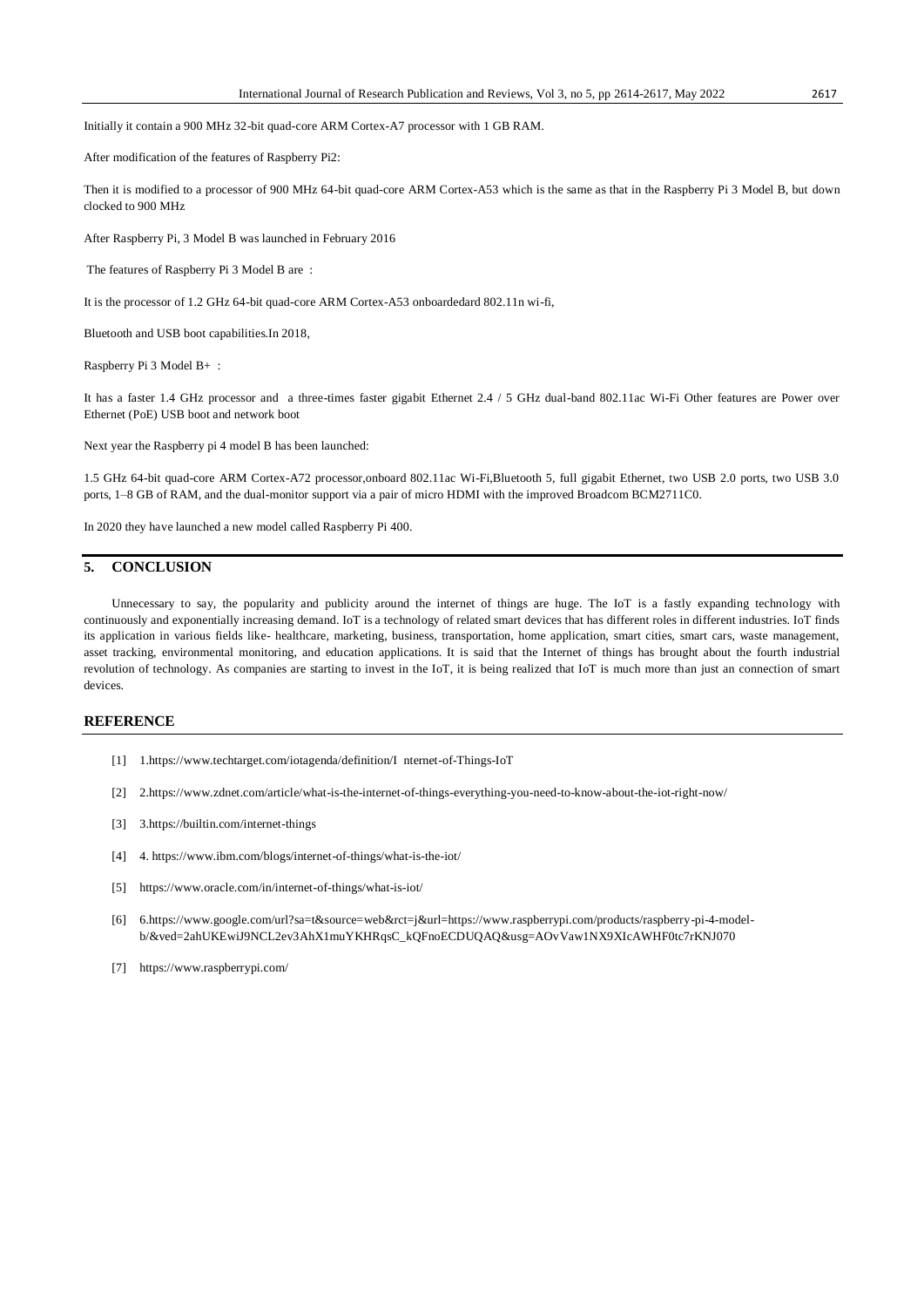Initially it contain a 900 MHz 32-bit quad-core ARM Cortex-A7 processor with 1 GB RAM.

After modification of the features of Raspberry Pi2:

Then it is modified to a processor of 900 MHz 64-bit quad-core ARM Cortex-A53 which is the same as that in the Raspberry Pi 3 Model B, but down clocked to 900 MHz

After Raspberry Pi, 3 Model B was launched in February 2016

The features of Raspberry Pi 3 Model B are :

It is the processor of 1.2 GHz 64-bit quad-core ARM Cortex-A53 onboardedard 802.11n wi-fi,

Bluetooth and USB boot capabilities.In 2018,

Raspberry Pi 3 Model B+ :

It has a faster 1.4 GHz processor and a three-times faster gigabit Ethernet 2.4 / 5 GHz dual-band 802.11ac Wi-Fi Other features are Power over Ethernet (PoE) USB boot and network boot

Next year the Raspberry pi 4 model B has been launched:

1.5 GHz 64-bit quad-core ARM Cortex-A72 processor,onboard 802.11ac Wi-Fi,Bluetooth 5, full gigabit Ethernet, two USB 2.0 ports, two USB 3.0 ports, 1–8 GB of RAM, and the dual-monitor support via a pair of micro HDMI with the improved Broadcom BCM2711C0.

In 2020 they have launched a new model called Raspberry Pi 400.

## 5. CONCLUSION

Unnecessary to say, the popularity and publicity around the internet of things are huge. The IoT is a fastly expanding technology with continuously and exponentially increasing demand. IoT is a technology of related smart devices that has different roles in different industries. IoT finds its application in various fields like- healthcare, marketing, business, transportation, home application, smart cities, smart cars, waste management, asset tracking, environmental monitoring, and education applications. It is said that the Internet of things has brought about the fourth industrial revolution of technology. As companies are starting to invest in the IoT, it is being realized that IoT is much more than just an connection of smart devices.

## REFERENCE

[1] 1.https://www.techtarget.com/iotagenda/definition/I nternet-of-Things-IoT

[2] 2.https://www.zdnet.com/article/what-is-the-internet-of-things-everything-you-need-to-know-about-the-iot-right-now/

[3] 3.https://builtin.com/internet-things

[4] 4. https://www.ibm.com/blogs/internet-of-things/what-is-the-iot/

[5] https://www.oracle.com/in/internet-of-things/what-is-iot/

[6] 6.https://www.google.com/url?sa=t&source=web&rct=j&url=https://www.raspberrypi.com/products/raspberry-pi-4-model-b/&ved=2ahUKEwiJ9NCL2ev3AhX1muYKHRqsC_kQFnoECDUQAQ&usg=AOvVaw1NX9XIcAWHF0tc7rKNJ070

[7] https://www.raspberrypi.com/